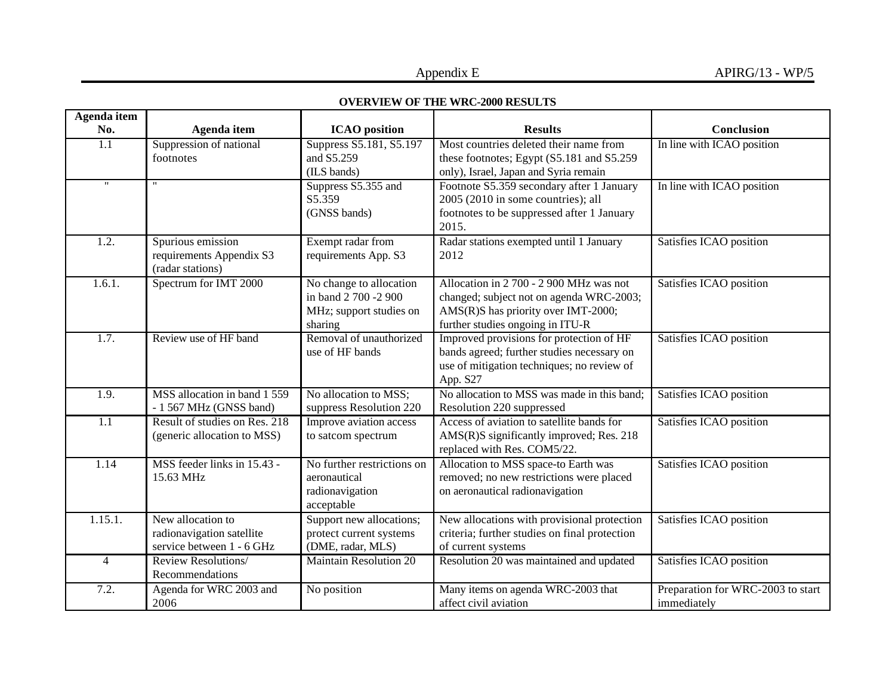**OVERVIEW OF THE WRC-2000 RESULTS**

| Agenda item No. | Agenda item | ICAO position | Results | Conclusion |
|---|---|---|---|---|
| 1.1 | Suppression of national footnotes | Suppress S5.181, S5.197 and S5.259 (ILS bands) | Most countries deleted their name from these footnotes; Egypt (S5.181 and S5.259 only), Israel, Japan and Syria remain | In line with ICAO position |
| " | " | Suppress S5.355 and S5.359 (GNSS bands) | Footnote S5.359 secondary after 1 January 2005 (2010 in some countries); all footnotes to be suppressed after 1 January 2015. | In line with ICAO position |
| 1.2. | Spurious emission requirements Appendix S3 (radar stations) | Exempt radar from requirements App. S3 | Radar stations exempted until 1 January 2012 | Satisfies ICAO position |
| 1.6.1. | Spectrum for IMT 2000 | No change to allocation in band 2 700 -2 900 MHz; support studies on sharing | Allocation in 2 700 - 2 900 MHz was not changed; subject not on agenda WRC-2003; AMS(R)S has priority over IMT-2000; further studies ongoing in ITU-R | Satisfies ICAO position |
| 1.7. | Review use of HF band | Removal of unauthorized use of HF bands | Improved provisions for protection of HF bands agreed; further studies necessary on use of mitigation techniques; no review of App. S27 | Satisfies ICAO position |
| 1.9. | MSS allocation in band 1 559 - 1 567 MHz (GNSS band) | No allocation to MSS; suppress Resolution 220 | No allocation to MSS was made in this band; Resolution 220 suppressed | Satisfies ICAO position |
| 1.1 | Result of studies on Res. 218 (generic allocation to MSS) | Improve aviation access to satcom spectrum | Access of aviation to satellite bands for AMS(R)S significantly improved; Res. 218 replaced with Res. COM5/22. | Satisfies ICAO position |
| 1.14 | MSS feeder links in 15.43 - 15.63 MHz | No further restrictions on aeronautical radionavigation acceptable | Allocation to MSS space-to Earth was removed; no new restrictions were placed on aeronautical radionavigation | Satisfies ICAO position |
| 1.15.1. | New allocation to radionavigation satellite service between 1 - 6 GHz | Support new allocations; protect current systems (DME, radar, MLS) | New allocations with provisional protection criteria; further studies on final protection of current systems | Satisfies ICAO position |
| 4 | Review Resolutions/ Recommendations | Maintain Resolution 20 | Resolution 20 was maintained and updated | Satisfies ICAO position |
| 7.2. | Agenda for WRC 2003 and 2006 | No position | Many items on agenda WRC-2003 that affect civil aviation | Preparation for WRC-2003 to start immediately |